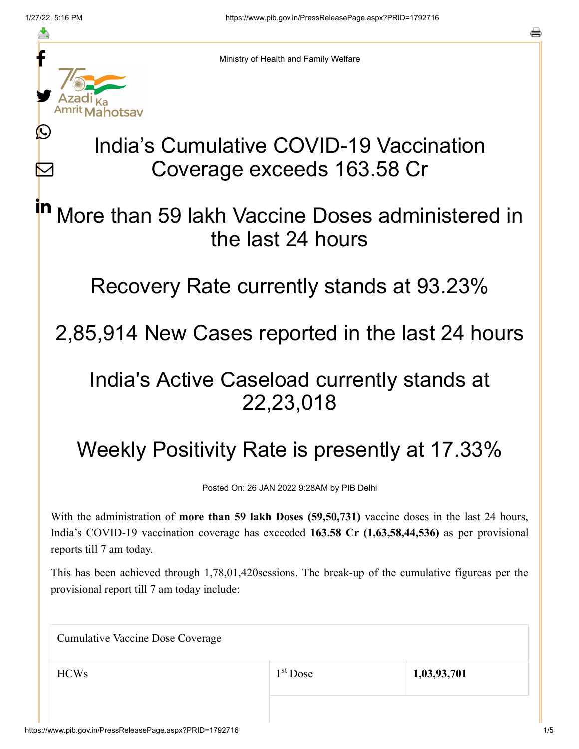Ministry of Health and Family Welfare

# India's Cumulative COVID-19 Vaccination Coverage exceeds 163.58 Cr

## More than 59 lakh Vaccine Doses administered in the last 24 hours

## Recovery Rate currently stands at 93.23%

## 2,85,914 New Cases reported in the last 24 hours

## India's Active Caseload currently stands at 22,23,018

## Weekly Positivity Rate is presently at 17.33%

Posted On: 26 JAN 2022 9:28AM by PIB Delhi

With the administration of **more than 59 lakh Doses (59,50,731)** vaccine doses in the last 24 hours, India's COVID-19 vaccination coverage has exceeded **163.58 Cr (1,63,58,44,536)** as per provisional reports till 7 am today.

This has been achieved through 1,78,01,420sessions. The break-up of the cumulative figureas per the provisional report till 7 am today include:

| Cumulative Vaccine Dose Coverage | | |
|---|---|---|
| HCWs | 1st Dose | **1,03,93,701** |
| | | |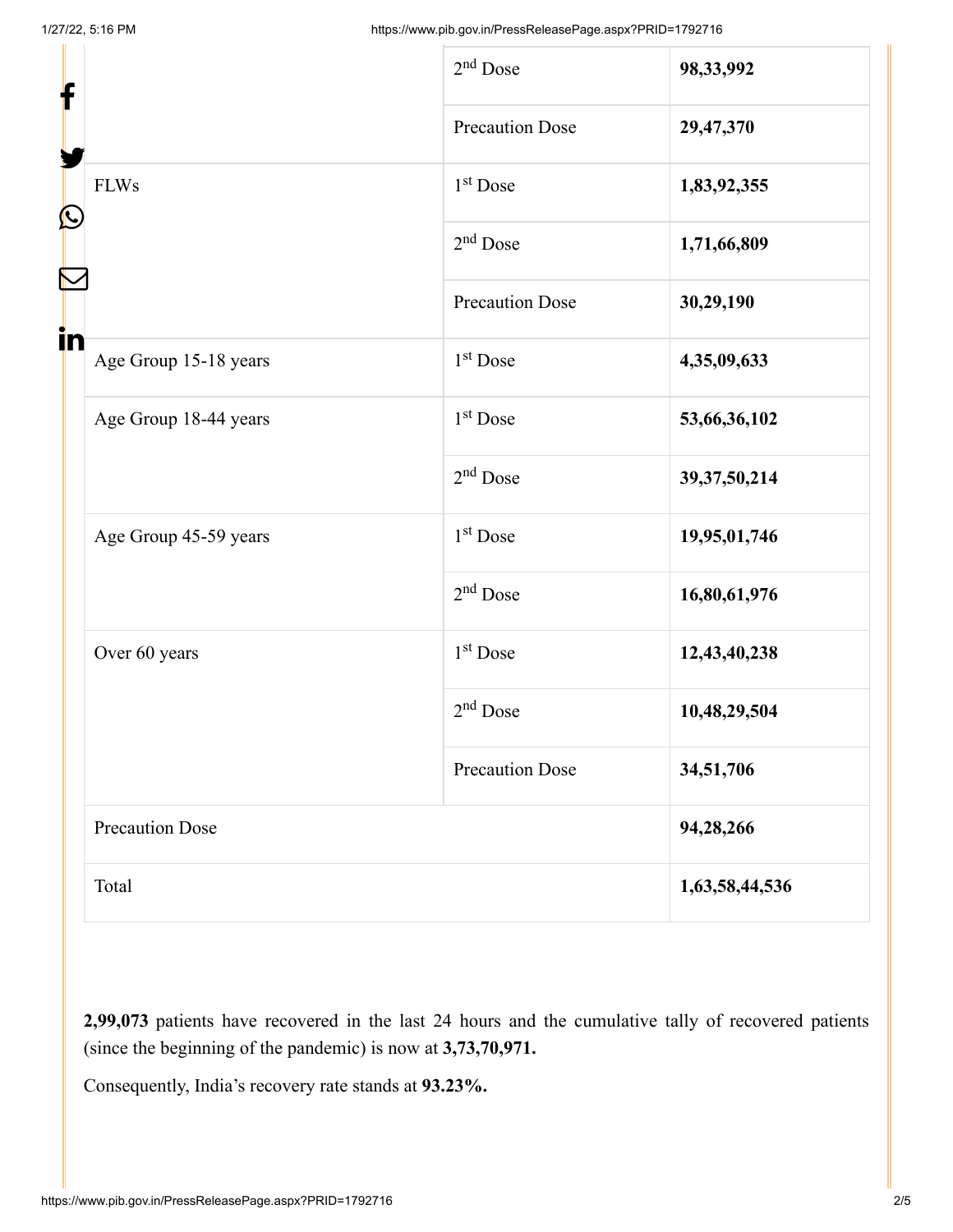| | | |
|---|---|---|
| | 2nd Dose | **98,33,992** |
| | Precaution Dose | **29,47,370** |
| FLWs | 1st Dose | **1,83,92,355** |
| | 2nd Dose | **1,71,66,809** |
| | Precaution Dose | **30,29,190** |
| Age Group 15-18 years | 1st Dose | **4,35,09,633** |
| Age Group 18-44 years | 1st Dose | **53,66,36,102** |
| | 2nd Dose | **39,37,50,214** |
| Age Group 45-59 years | 1st Dose | **19,95,01,746** |
| | 2nd Dose | **16,80,61,976** |
| Over 60 years | 1st Dose | **12,43,40,238** |
| | 2nd Dose | **10,48,29,504** |
| | Precaution Dose | **34,51,706** |
| Precaution Dose | | **94,28,266** |
| Total | | **1,63,58,44,536** |

**2,99,073** patients have recovered in the last 24 hours and the cumulative tally of recovered patients (since the beginning of the pandemic) is now at **3,73,70,971.**

Consequently, India's recovery rate stands at **93.23%.**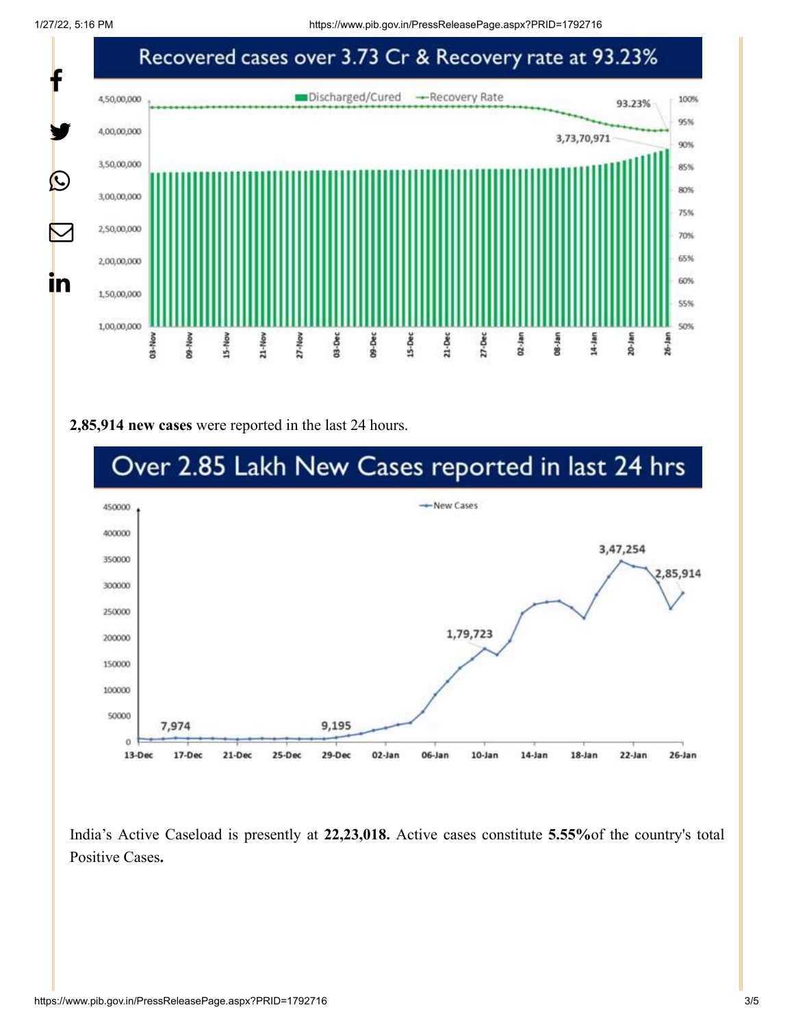Recovered cases over 3.73 Cr & Recovery rate at 93.23%

**2,85,914 new cases** were reported in the last 24 hours.

Over 2.85 Lakh New Cases reported in last 24 hrs

India's Active Caseload is presently at **22,23,018.** Active cases constitute **5.55%**of the country's total Positive Cases**.**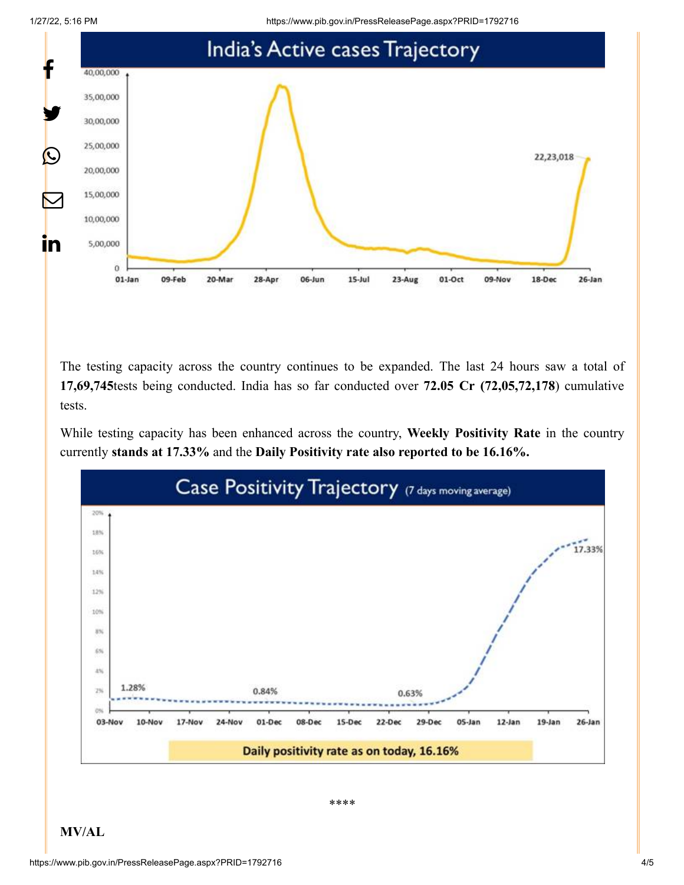The testing capacity across the country continues to be expanded. The last 24 hours saw a total of **17,69,745**tests being conducted. India has so far conducted over **72.05 Cr (72,05,72,178**) cumulative tests.

While testing capacity has been enhanced across the country, **Weekly Positivity Rate** in the country currently **stands at 17.33%** and the **Daily Positivity rate also reported to be 16.16%.**

****

**MV/AL**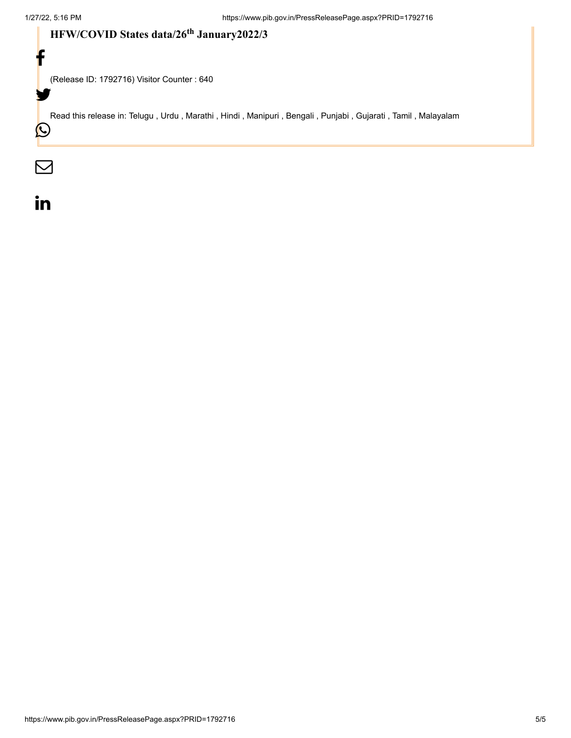**HFW/COVID States data/26th January2022/3**

(Release ID: 1792716) Visitor Counter : 640

Read this release in: Telugu , Urdu , Marathi , Hindi , Manipuri , Bengali , Punjabi , Gujarati , Tamil , Malayalam